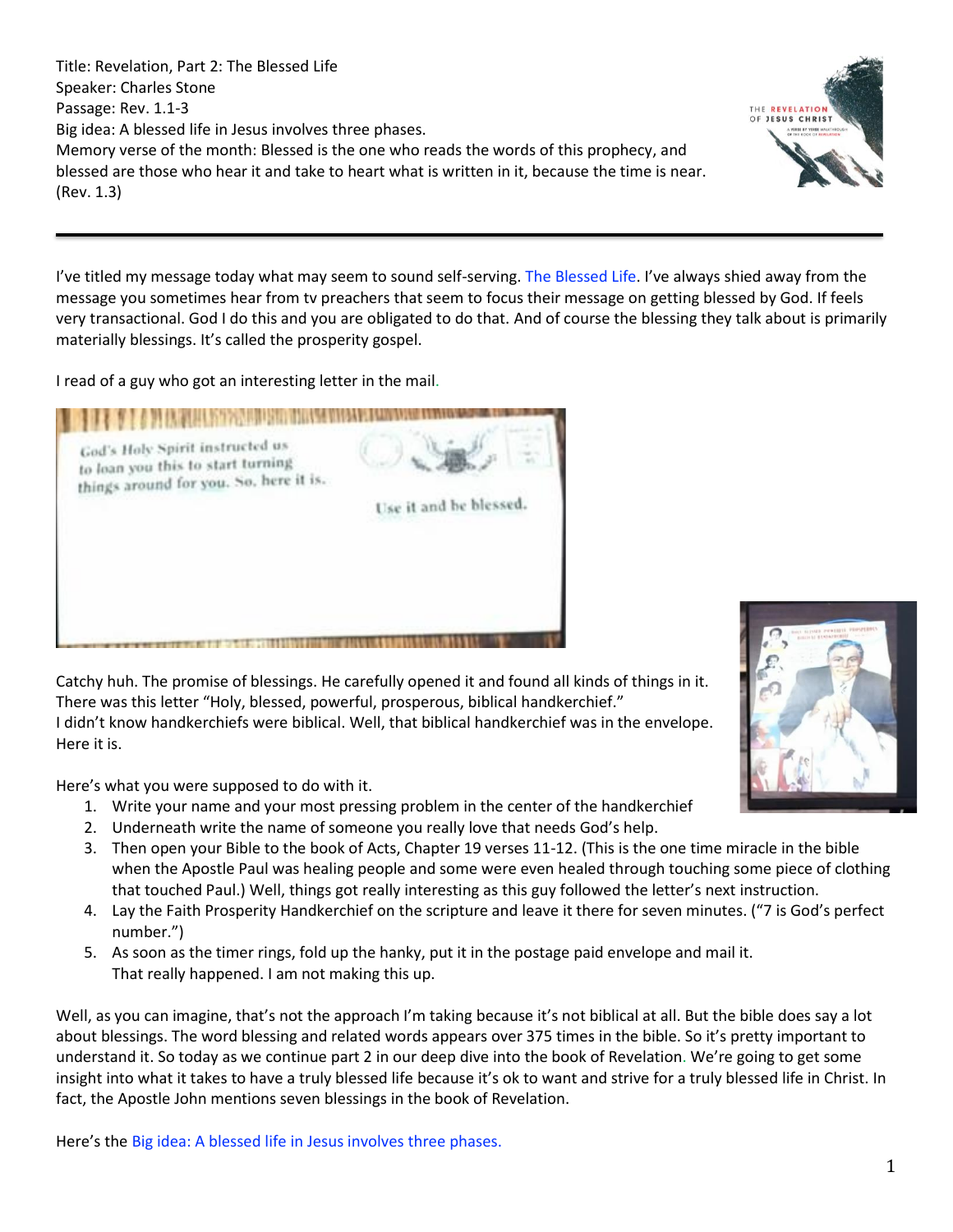Title: Revelation, Part 2: The Blessed Life
Speaker: Charles Stone
Passage: Rev. 1.1-3
Big idea: A blessed life in Jesus involves three phases.
Memory verse of the month: Blessed is the one who reads the words of this prophecy, and blessed are those who hear it and take to heart what is written in it, because the time is near. (Rev. 1.3)

---

I've titled my message today what may seem to sound self-serving. The Blessed Life. I've always shied away from the message you sometimes hear from tv preachers that seem to focus their message on getting blessed by God. If feels very transactional. God I do this and you are obligated to do that. And of course the blessing they talk about is primarily materially blessings. It's called the prosperity gospel.

I read of a guy who got an interesting letter in the mail.

Catchy huh. The promise of blessings. He carefully opened it and found all kinds of things in it. There was this letter "Holy, blessed, powerful, prosperous, biblical handkerchief."
I didn't know handkerchiefs were biblical. Well, that biblical handkerchief was in the envelope. Here it is.

Here's what you were supposed to do with it.

1. Write your name and your most pressing problem in the center of the handkerchief
2. Underneath write the name of someone you really love that needs God's help.
3. Then open your Bible to the book of Acts, Chapter 19 verses 11-12. (This is the one time miracle in the bible when the Apostle Paul was healing people and some were even healed through touching some piece of clothing that touched Paul.) Well, things got really interesting as this guy followed the letter's next instruction.
4. Lay the Faith Prosperity Handkerchief on the scripture and leave it there for seven minutes. ("7 is God's perfect number.")
5. As soon as the timer rings, fold up the hanky, put it in the postage paid envelope and mail it.
   That really happened. I am not making this up.

Well, as you can imagine, that's not the approach I'm taking because it's not biblical at all. But the bible does say a lot about blessings. The word blessing and related words appears over 375 times in the bible. So it's pretty important to understand it. So today as we continue part 2 in our deep dive into the book of Revelation. We're going to get some insight into what it takes to have a truly blessed life because it's ok to want and strive for a truly blessed life in Christ. In fact, the Apostle John mentions seven blessings in the book of Revelation.

Here's the Big idea: A blessed life in Jesus involves three phases.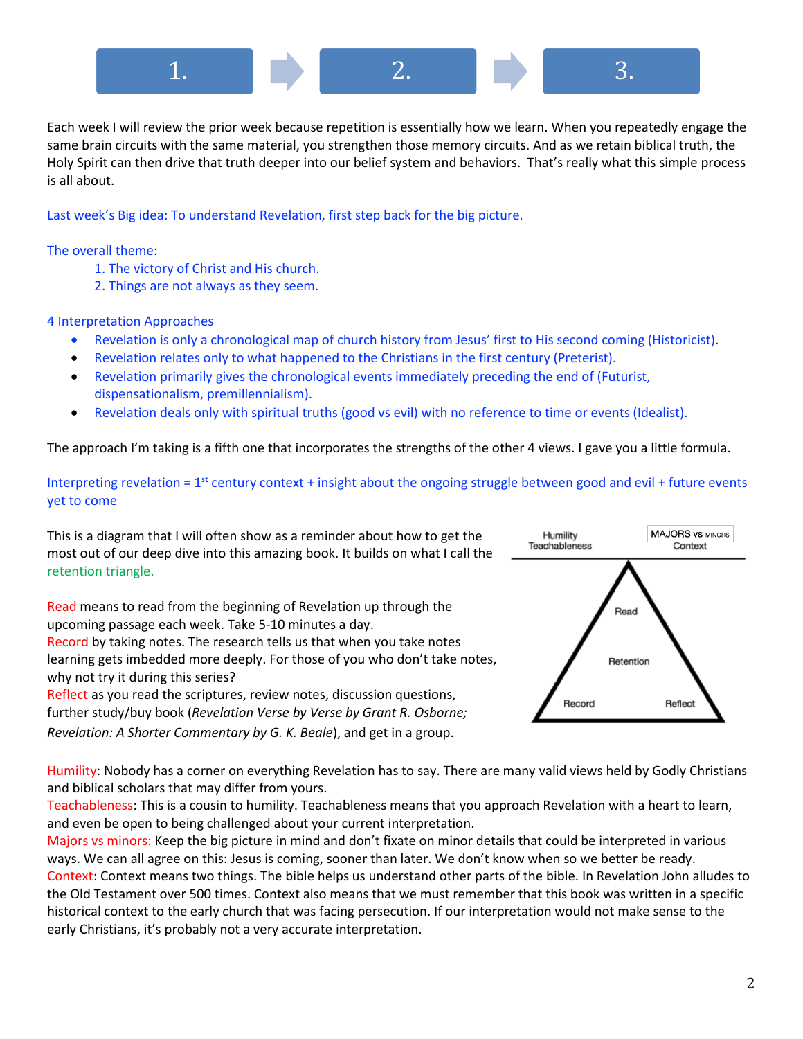1. ➡ 2. ➡ 3.

Each week I will review the prior week because repetition is essentially how we learn. When you repeatedly engage the same brain circuits with the same material, you strengthen those memory circuits. And as we retain biblical truth, the Holy Spirit can then drive that truth deeper into our belief system and behaviors. That's really what this simple process is all about.

Last week's Big idea: To understand Revelation, first step back for the big picture.

The overall theme:

1. The victory of Christ and His church.
2. Things are not always as they seem.

4 Interpretation Approaches

- Revelation is only a chronological map of church history from Jesus' first to His second coming (Historicist).
- Revelation relates only to what happened to the Christians in the first century (Preterist).
- Revelation primarily gives the chronological events immediately preceding the end of (Futurist, dispensationalism, premillennialism).
- Revelation deals only with spiritual truths (good vs evil) with no reference to time or events (Idealist).

The approach I'm taking is a fifth one that incorporates the strengths of the other 4 views. I gave you a little formula.

Interpreting revelation = 1st century context + insight about the ongoing struggle between good and evil + future events yet to come

This is a diagram that I will often show as a reminder about how to get the most out of our deep dive into this amazing book. It builds on what I call the retention triangle.

Humility / Teachableness — MAJORS vs MINORS / Context

Read — Retention — Record — Reflect

Read means to read from the beginning of Revelation up through the upcoming passage each week. Take 5-10 minutes a day.
Record by taking notes. The research tells us that when you take notes learning gets imbedded more deeply. For those of you who don't take notes, why not try it during this series?
Reflect as you read the scriptures, review notes, discussion questions, further study/buy book (*Revelation Verse by Verse by Grant R. Osborne; Revelation: A Shorter Commentary by G. K. Beale*), and get in a group.

Humility: Nobody has a corner on everything Revelation has to say. There are many valid views held by Godly Christians and biblical scholars that may differ from yours.
Teachableness: This is a cousin to humility. Teachableness means that you approach Revelation with a heart to learn, and even be open to being challenged about your current interpretation.
Majors vs minors: Keep the big picture in mind and don't fixate on minor details that could be interpreted in various ways. We can all agree on this: Jesus is coming, sooner than later. We don't know when so we better be ready.
Context: Context means two things. The bible helps us understand other parts of the bible. In Revelation John alludes to the Old Testament over 500 times. Context also means that we must remember that this book was written in a specific historical context to the early church that was facing persecution. If our interpretation would not make sense to the early Christians, it's probably not a very accurate interpretation.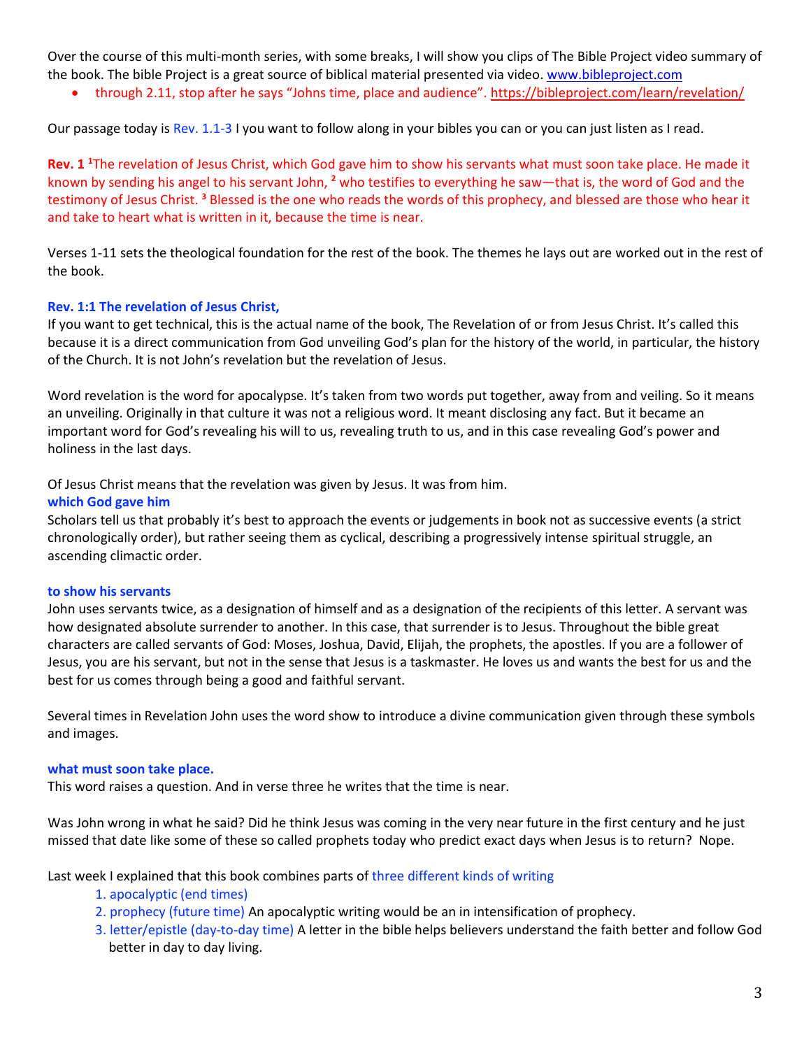Over the course of this multi-month series, with some breaks, I will show you clips of The Bible Project video summary of the book. The bible Project is a great source of biblical material presented via video. www.bibleproject.com

- through 2.11, stop after he says "Johns time, place and audience". https://bibleproject.com/learn/revelation/

Our passage today is Rev. 1.1-3 I you want to follow along in your bibles you can or you can just listen as I read.

**Rev. 1** [1]The revelation of Jesus Christ, which God gave him to show his servants what must soon take place. He made it known by sending his angel to his servant John, [2] who testifies to everything he saw—that is, the word of God and the testimony of Jesus Christ. [3] Blessed is the one who reads the words of this prophecy, and blessed are those who hear it and take to heart what is written in it, because the time is near.

Verses 1-11 sets the theological foundation for the rest of the book. The themes he lays out are worked out in the rest of the book.

**Rev. 1:1 The revelation of Jesus Christ,**

If you want to get technical, this is the actual name of the book, The Revelation of or from Jesus Christ. It's called this because it is a direct communication from God unveiling God's plan for the history of the world, in particular, the history of the Church. It is not John's revelation but the revelation of Jesus.

Word revelation is the word for apocalypse. It's taken from two words put together, away from and veiling. So it means an unveiling. Originally in that culture it was not a religious word. It meant disclosing any fact. But it became an important word for God's revealing his will to us, revealing truth to us, and in this case revealing God's power and holiness in the last days.

Of Jesus Christ means that the revelation was given by Jesus. It was from him.

**which God gave him**

Scholars tell us that probably it's best to approach the events or judgements in book not as successive events (a strict chronologically order), but rather seeing them as cyclical, describing a progressively intense spiritual struggle, an ascending climactic order.

**to show his servants**

John uses servants twice, as a designation of himself and as a designation of the recipients of this letter. A servant was how designated absolute surrender to another. In this case, that surrender is to Jesus. Throughout the bible great characters are called servants of God: Moses, Joshua, David, Elijah, the prophets, the apostles. If you are a follower of Jesus, you are his servant, but not in the sense that Jesus is a taskmaster. He loves us and wants the best for us and the best for us comes through being a good and faithful servant.

Several times in Revelation John uses the word show to introduce a divine communication given through these symbols and images.

**what must soon take place.**

This word raises a question. And in verse three he writes that the time is near.

Was John wrong in what he said? Did he think Jesus was coming in the very near future in the first century and he just missed that date like some of these so called prophets today who predict exact days when Jesus is to return? Nope.

Last week I explained that this book combines parts of three different kinds of writing

1. apocalyptic (end times)
2. prophecy (future time) An apocalyptic writing would be an in intensification of prophecy.
3. letter/epistle (day-to-day time) A letter in the bible helps believers understand the faith better and follow God better in day to day living.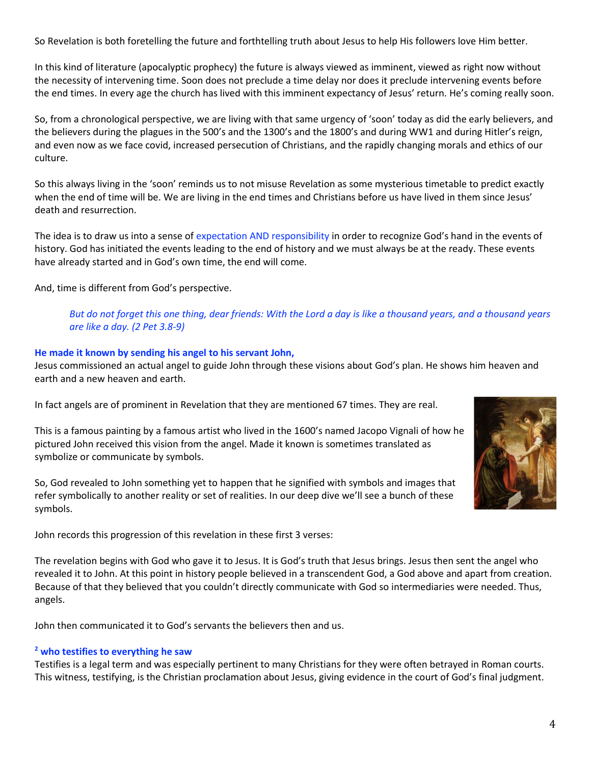So Revelation is both foretelling the future and forthtelling truth about Jesus to help His followers love Him better.

In this kind of literature (apocalyptic prophecy) the future is always viewed as imminent, viewed as right now without the necessity of intervening time. Soon does not preclude a time delay nor does it preclude intervening events before the end times. In every age the church has lived with this imminent expectancy of Jesus' return. He's coming really soon.

So, from a chronological perspective, we are living with that same urgency of 'soon' today as did the early believers, and the believers during the plagues in the 500's and the 1300's and the 1800's and during WW1 and during Hitler's reign, and even now as we face covid, increased persecution of Christians, and the rapidly changing morals and ethics of our culture.

So this always living in the 'soon' reminds us to not misuse Revelation as some mysterious timetable to predict exactly when the end of time will be. We are living in the end times and Christians before us have lived in them since Jesus' death and resurrection.

The idea is to draw us into a sense of expectation AND responsibility in order to recognize God's hand in the events of history. God has initiated the events leading to the end of history and we must always be at the ready. These events have already started and in God's own time, the end will come.

And, time is different from God's perspective.

> *But do not forget this one thing, dear friends: With the Lord a day is like a thousand years, and a thousand years are like a day. (2 Pet 3.8-9)*

**He made it known by sending his angel to his servant John,**
Jesus commissioned an actual angel to guide John through these visions about God's plan. He shows him heaven and earth and a new heaven and earth.

In fact angels are of prominent in Revelation that they are mentioned 67 times. They are real.

This is a famous painting by a famous artist who lived in the 1600's named Jacopo Vignali of how he pictured John received this vision from the angel. Made it known is sometimes translated as symbolize or communicate by symbols.

So, God revealed to John something yet to happen that he signified with symbols and images that refer symbolically to another reality or set of realities. In our deep dive we'll see a bunch of these symbols.

John records this progression of this revelation in these first 3 verses:

The revelation begins with God who gave it to Jesus. It is God's truth that Jesus brings. Jesus then sent the angel who revealed it to John. At this point in history people believed in a transcendent God, a God above and apart from creation. Because of that they believed that you couldn't directly communicate with God so intermediaries were needed. Thus, angels.

John then communicated it to God's servants the believers then and us.

**[2] who testifies to everything he saw**
Testifies is a legal term and was especially pertinent to many Christians for they were often betrayed in Roman courts. This witness, testifying, is the Christian proclamation about Jesus, giving evidence in the court of God's final judgment.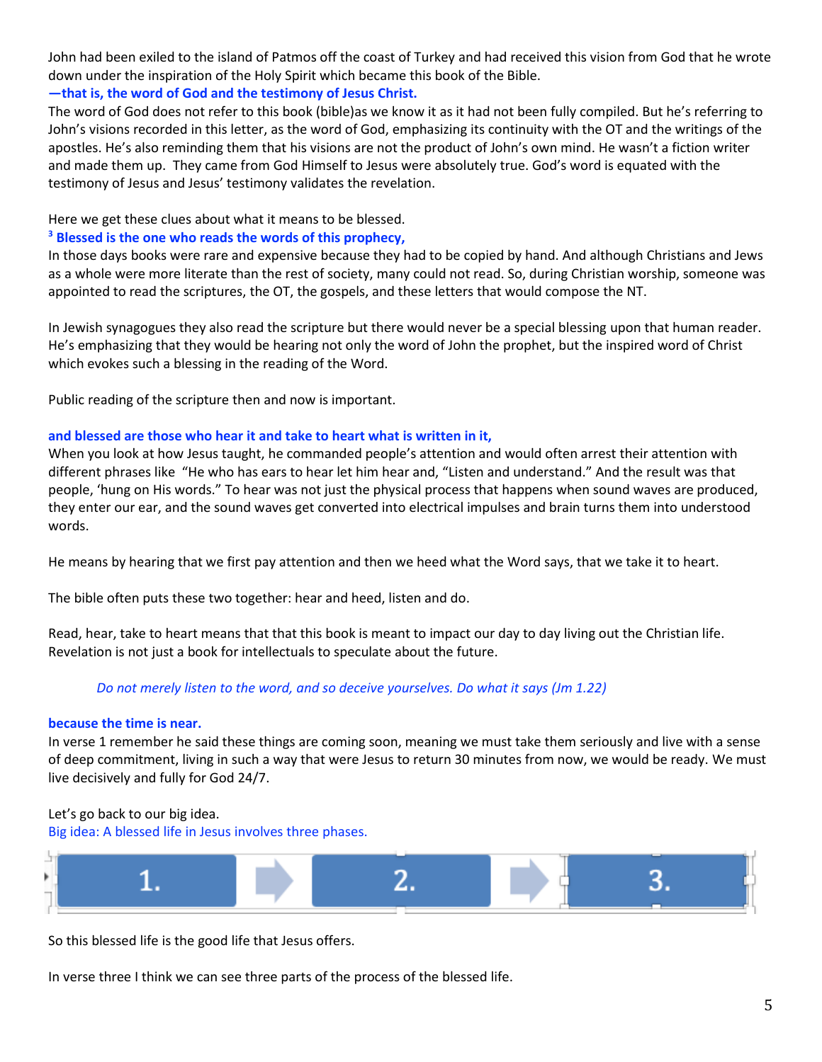John had been exiled to the island of Patmos off the coast of Turkey and had received this vision from God that he wrote down under the inspiration of the Holy Spirit which became this book of the Bible.

**—that is, the word of God and the testimony of Jesus Christ.**

The word of God does not refer to this book (bible)as we know it as it had not been fully compiled. But he's referring to John's visions recorded in this letter, as the word of God, emphasizing its continuity with the OT and the writings of the apostles. He's also reminding them that his visions are not the product of John's own mind. He wasn't a fiction writer and made them up. They came from God Himself to Jesus were absolutely true. God's word is equated with the testimony of Jesus and Jesus' testimony validates the revelation.

Here we get these clues about what it means to be blessed.

**3 Blessed is the one who reads the words of this prophecy,**

In those days books were rare and expensive because they had to be copied by hand. And although Christians and Jews as a whole were more literate than the rest of society, many could not read. So, during Christian worship, someone was appointed to read the scriptures, the OT, the gospels, and these letters that would compose the NT.

In Jewish synagogues they also read the scripture but there would never be a special blessing upon that human reader. He's emphasizing that they would be hearing not only the word of John the prophet, but the inspired word of Christ which evokes such a blessing in the reading of the Word.

Public reading of the scripture then and now is important.

**and blessed are those who hear it and take to heart what is written in it,**

When you look at how Jesus taught, he commanded people's attention and would often arrest their attention with different phrases like "He who has ears to hear let him hear and, "Listen and understand." And the result was that people, 'hung on His words." To hear was not just the physical process that happens when sound waves are produced, they enter our ear, and the sound waves get converted into electrical impulses and brain turns them into understood words.

He means by hearing that we first pay attention and then we heed what the Word says, that we take it to heart.

The bible often puts these two together: hear and heed, listen and do.

Read, hear, take to heart means that that this book is meant to impact our day to day living out the Christian life. Revelation is not just a book for intellectuals to speculate about the future.

> *Do not merely listen to the word, and so deceive yourselves. Do what it says (Jm 1.22)*

**because the time is near.**

In verse 1 remember he said these things are coming soon, meaning we must take them seriously and live with a sense of deep commitment, living in such a way that were Jesus to return 30 minutes from now, we would be ready. We must live decisively and fully for God 24/7.

Let's go back to our big idea.

Big idea: A blessed life in Jesus involves three phases.

1. → 2. → 3.

So this blessed life is the good life that Jesus offers.

In verse three I think we can see three parts of the process of the blessed life.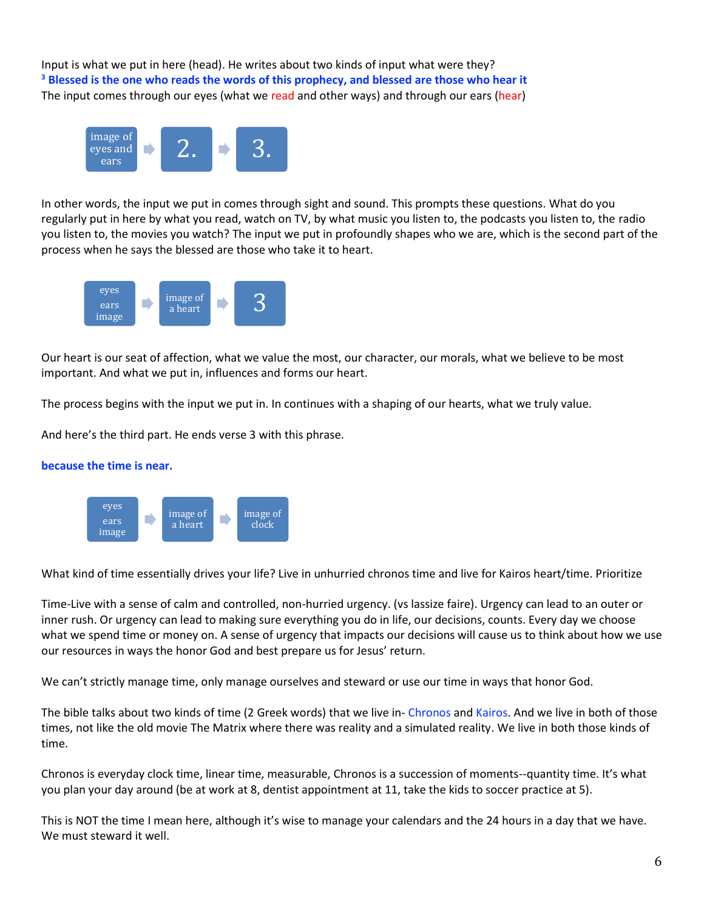Input is what we put in here (head). He writes about two kinds of input what were they?

**[3] Blessed is the one who reads the words of this prophecy, and blessed are those who hear it**

The input comes through our eyes (what we read and other ways) and through our ears (hear)

image of eyes and ears → 2. → 3.

In other words, the input we put in comes through sight and sound. This prompts these questions. What do you regularly put in here by what you read, watch on TV, by what music you listen to, the podcasts you listen to, the radio you listen to, the movies you watch? The input we put in profoundly shapes who we are, which is the second part of the process when he says the blessed are those who take it to heart.

eyes ears image → image of a heart → 3

Our heart is our seat of affection, what we value the most, our character, our morals, what we believe to be most important. And what we put in, influences and forms our heart.

The process begins with the input we put in. In continues with a shaping of our hearts, what we truly value.

And here's the third part. He ends verse 3 with this phrase.

**because the time is near.**

eyes ears image → image of a heart → image of clock

What kind of time essentially drives your life? Live in unhurried chronos time and live for Kairos heart/time. Prioritize

Time-Live with a sense of calm and controlled, non-hurried urgency. (vs lassize faire). Urgency can lead to an outer or inner rush. Or urgency can lead to making sure everything you do in life, our decisions, counts. Every day we choose what we spend time or money on. A sense of urgency that impacts our decisions will cause us to think about how we use our resources in ways the honor God and best prepare us for Jesus' return.

We can't strictly manage time, only manage ourselves and steward or use our time in ways that honor God.

The bible talks about two kinds of time (2 Greek words) that we live in- Chronos and Kairos. And we live in both of those times, not like the old movie The Matrix where there was reality and a simulated reality. We live in both those kinds of time.

Chronos is everyday clock time, linear time, measurable, Chronos is a succession of moments--quantity time. It's what you plan your day around (be at work at 8, dentist appointment at 11, take the kids to soccer practice at 5).

This is NOT the time I mean here, although it's wise to manage your calendars and the 24 hours in a day that we have. We must steward it well.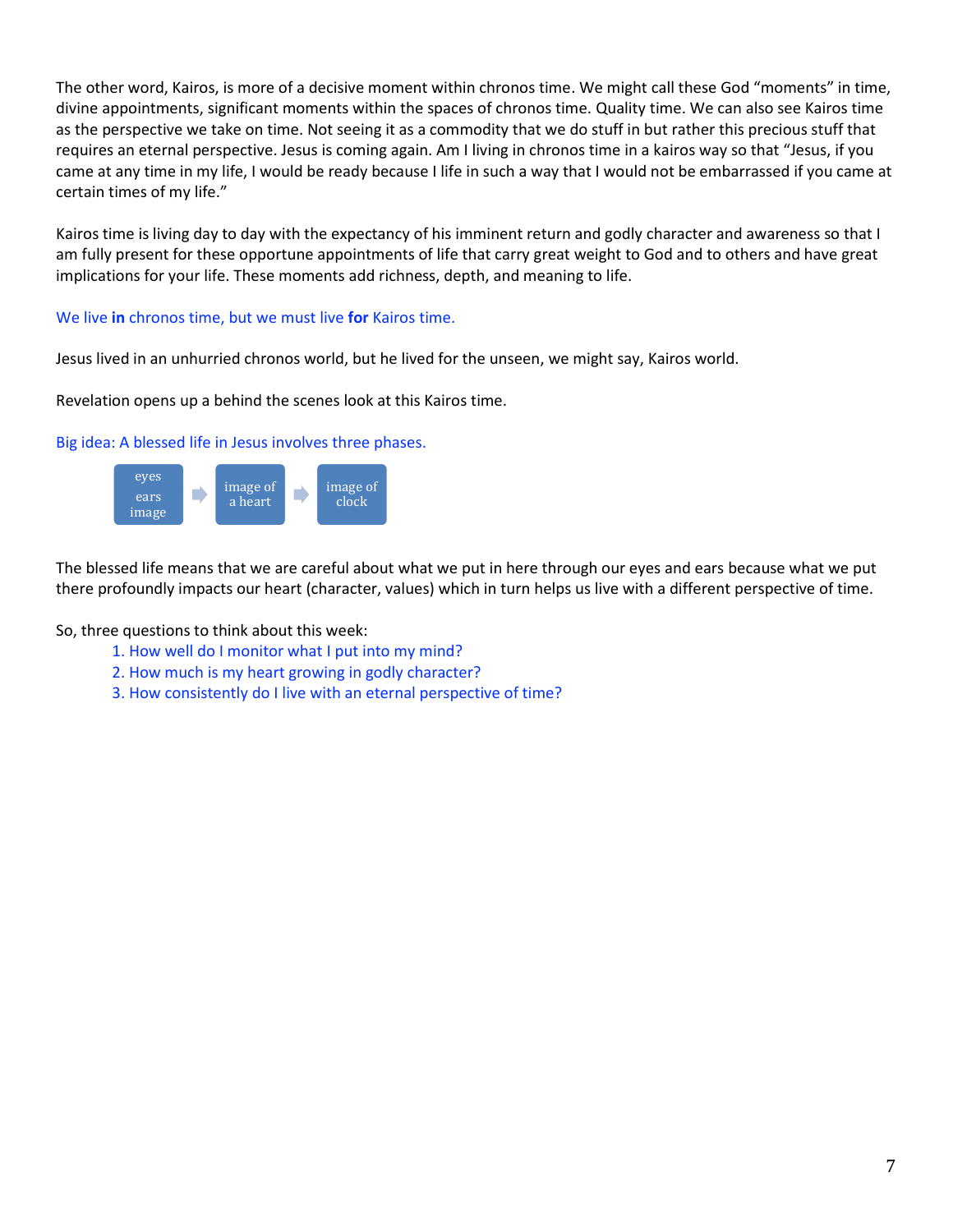The other word, Kairos, is more of a decisive moment within chronos time. We might call these God "moments" in time, divine appointments, significant moments within the spaces of chronos time. Quality time. We can also see Kairos time as the perspective we take on time. Not seeing it as a commodity that we do stuff in but rather this precious stuff that requires an eternal perspective. Jesus is coming again. Am I living in chronos time in a kairos way so that "Jesus, if you came at any time in my life, I would be ready because I life in such a way that I would not be embarrassed if you came at certain times of my life."

Kairos time is living day to day with the expectancy of his imminent return and godly character and awareness so that I am fully present for these opportune appointments of life that carry great weight to God and to others and have great implications for your life. These moments add richness, depth, and meaning to life.

We live **in** chronos time, but we must live **for** Kairos time.

Jesus lived in an unhurried chronos world, but he lived for the unseen, we might say, Kairos world.

Revelation opens up a behind the scenes look at this Kairos time.

Big idea: A blessed life in Jesus involves three phases.

eyes ears image → image of a heart → image of clock

The blessed life means that we are careful about what we put in here through our eyes and ears because what we put there profoundly impacts our heart (character, values) which in turn helps us live with a different perspective of time.

So, three questions to think about this week:

1. How well do I monitor what I put into my mind?
2. How much is my heart growing in godly character?
3. How consistently do I live with an eternal perspective of time?